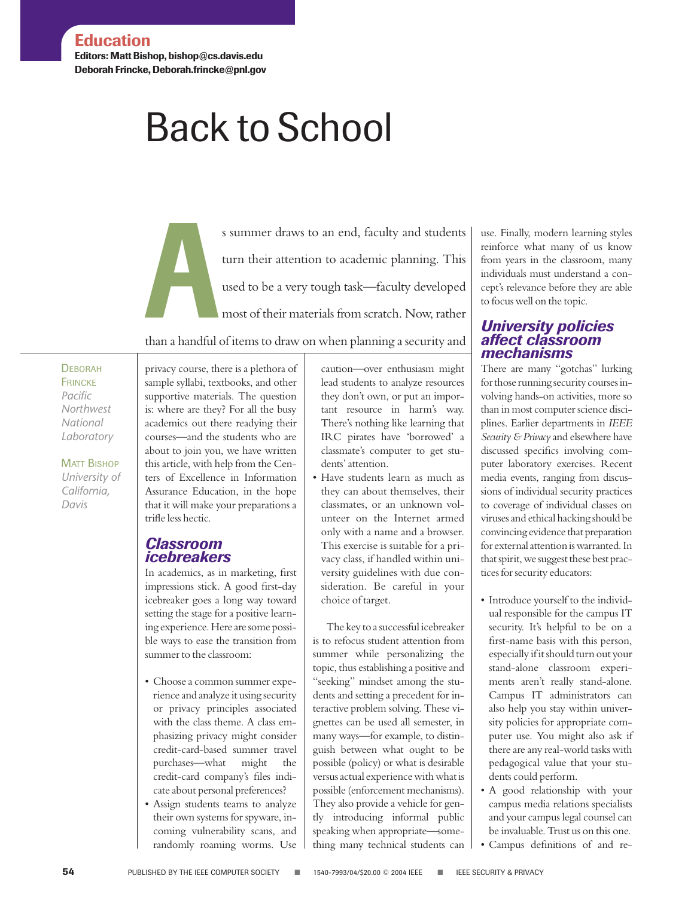# Education

**Editors: Matt Bishop, bishop@cs.davis.edu**
**Deborah Frincke, Deborah.frincke@pnl.gov**

# Back to School

DEBORAH FRINCKE
*Pacific Northwest National Laboratory*

MATT BISHOP
*University of California, Davis*

As summer draws to an end, faculty and students turn their attention to academic planning. This used to be a very tough task—faculty developed most of their materials from scratch. Now, rather than a handful of items to draw on when planning a security and privacy course, there is a plethora of sample syllabi, textbooks, and other supportive materials. The question is: where are they? For all the busy academics out there readying their courses—and the students who are about to join you, we have written this article, with help from the Centers of Excellence in Information Assurance Education, in the hope that it will make your preparations a trifle less hectic.

## Classroom icebreakers

In academics, as in marketing, first impressions stick. A good first-day icebreaker goes a long way toward setting the stage for a positive learning experience. Here are some possible ways to ease the transition from summer to the classroom:

- Choose a common summer experience and analyze it using security or privacy principles associated with the class theme. A class emphasizing privacy might consider credit-card-based summer travel purchases—what might the credit-card company's files indicate about personal preferences?
- Assign students teams to analyze their own systems for spyware, incoming vulnerability scans, and randomly roaming worms. Use caution—over enthusiasm might lead students to analyze resources they don't own, or put an important resource in harm's way. There's nothing like learning that IRC pirates have 'borrowed' a classmate's computer to get students' attention.
- Have students learn as much as they can about themselves, their classmates, or an unknown volunteer on the Internet armed only with a name and a browser. This exercise is suitable for a privacy class, if handled within university guidelines with due consideration. Be careful in your choice of target.

The key to a successful icebreaker is to refocus student attention from summer while personalizing the topic, thus establishing a positive and "seeking" mindset among the students and setting a precedent for interactive problem solving. These vignettes can be used all semester, in many ways—for example, to distinguish between what ought to be possible (policy) or what is desirable versus actual experience with what is possible (enforcement mechanisms). They also provide a vehicle for gently introducing informal public speaking when appropriate—something many technical students can use. Finally, modern learning styles reinforce what many of us know from years in the classroom, many individuals must understand a concept's relevance before they are able to focus well on the topic.

## University policies affect classroom mechanisms

There are many "gotchas" lurking for those running security courses involving hands-on activities, more so than in most computer science disciplines. Earlier departments in *IEEE Security & Privacy* and elsewhere have discussed specifics involving computer laboratory exercises. Recent media events, ranging from discussions of individual security practices to coverage of individual classes on viruses and ethical hacking should be convincing evidence that preparation for external attention is warranted. In that spirit, we suggest these best practices for security educators:

- Introduce yourself to the individual responsible for the campus IT security. It's helpful to be on a first-name basis with this person, especially if it should turn out your stand-alone classroom experiments aren't really stand-alone. Campus IT administrators can also help you stay within university policies for appropriate computer use. You might also ask if there are any real-world tasks with pedagogical value that your students could perform.
- A good relationship with your campus media relations specialists and your campus legal counsel can be invaluable. Trust us on this one.
- Campus definitions of and re-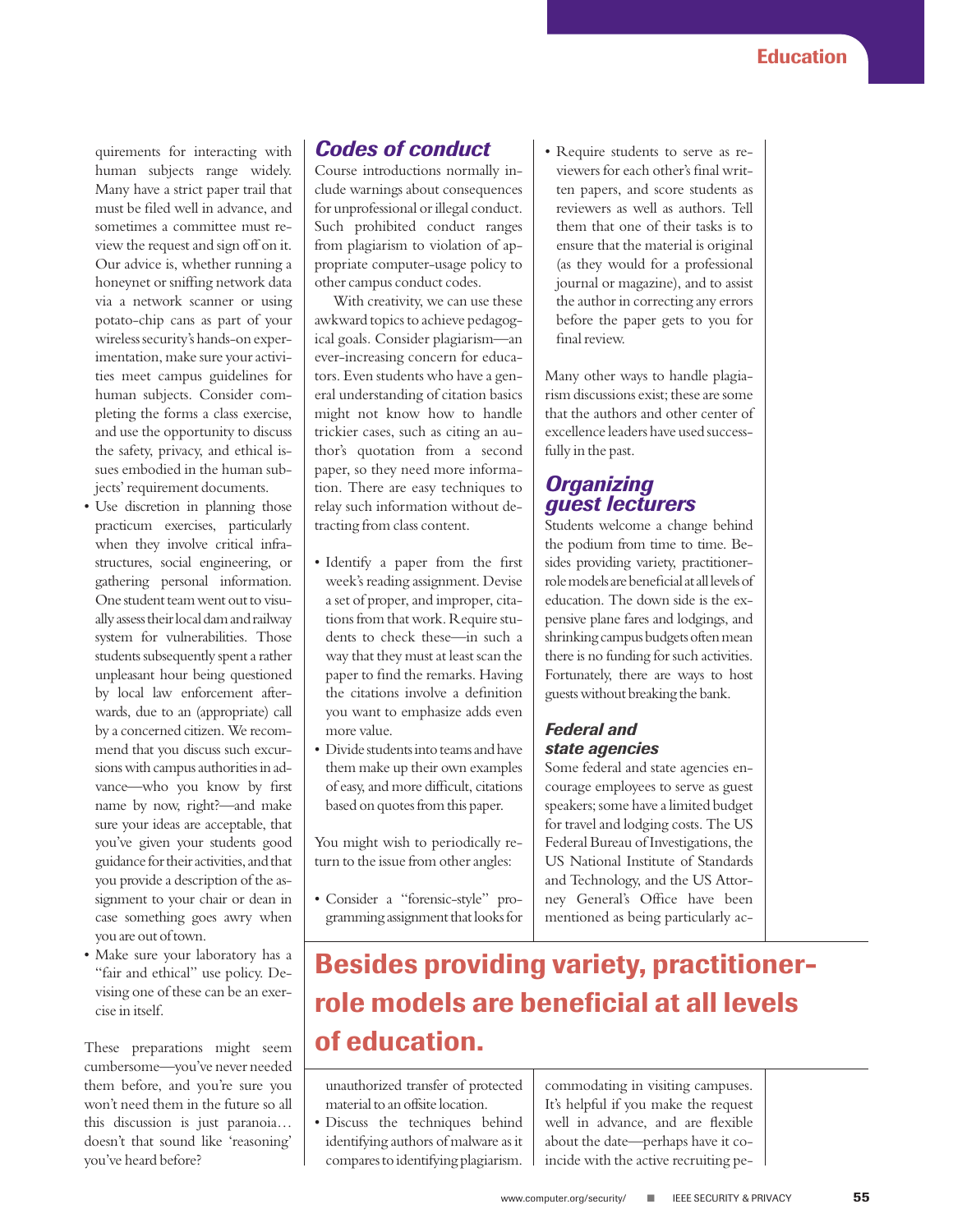quirements for interacting with human subjects range widely. Many have a strict paper trail that must be filed well in advance, and sometimes a committee must review the request and sign off on it. Our advice is, whether running a honeynet or sniffing network data via a network scanner or using potato-chip cans as part of your wireless security's hands-on experimentation, make sure your activities meet campus guidelines for human subjects. Consider completing the forms a class exercise, and use the opportunity to discuss the safety, privacy, and ethical issues embodied in the human subjects' requirement documents.

- Use discretion in planning those practicum exercises, particularly when they involve critical infrastructures, social engineering, or gathering personal information. One student team went out to visually assess their local dam and railway system for vulnerabilities. Those students subsequently spent a rather unpleasant hour being questioned by local law enforcement afterwards, due to an (appropriate) call by a concerned citizen. We recommend that you discuss such excursions with campus authorities in advance—who you know by first name by now, right?—and make sure your ideas are acceptable, that you've given your students good guidance for their activities, and that you provide a description of the assignment to your chair or dean in case something goes awry when you are out of town.
- Make sure your laboratory has a "fair and ethical" use policy. Devising one of these can be an exercise in itself.

These preparations might seem cumbersome—you've never needed them before, and you're sure you won't need them in the future so all this discussion is just paranoia… doesn't that sound like 'reasoning' you've heard before?

## Codes of conduct

Course introductions normally include warnings about consequences for unprofessional or illegal conduct. Such prohibited conduct ranges from plagiarism to violation of appropriate computer-usage policy to other campus conduct codes.

With creativity, we can use these awkward topics to achieve pedagogical goals. Consider plagiarism—an ever-increasing concern for educators. Even students who have a general understanding of citation basics might not know how to handle trickier cases, such as citing an author's quotation from a second paper, so they need more information. There are easy techniques to relay such information without detracting from class content.

- Identify a paper from the first week's reading assignment. Devise a set of proper, and improper, citations from that work. Require students to check these—in such a way that they must at least scan the paper to find the remarks. Having the citations involve a definition you want to emphasize adds even more value.
- Divide students into teams and have them make up their own examples of easy, and more difficult, citations based on quotes from this paper.

You might wish to periodically return to the issue from other angles:

- Consider a "forensic-style" programming assignment that looks for unauthorized transfer of protected material to an offsite location.
- Discuss the techniques behind identifying authors of malware as it compares to identifying plagiarism.
- Require students to serve as reviewers for each other's final written papers, and score students as reviewers as well as authors. Tell them that one of their tasks is to ensure that the material is original (as they would for a professional journal or magazine), and to assist the author in correcting any errors before the paper gets to you for final review.

Many other ways to handle plagiarism discussions exist; these are some that the authors and other center of excellence leaders have used successfully in the past.

## Organizing guest lecturers

Students welcome a change behind the podium from time to time. Besides providing variety, practitioner-role models are beneficial at all levels of education. The down side is the expensive plane fares and lodgings, and shrinking campus budgets often mean there is no funding for such activities. Fortunately, there are ways to host guests without breaking the bank.

### Federal and state agencies

Some federal and state agencies encourage employees to serve as guest speakers; some have a limited budget for travel and lodging costs. The US Federal Bureau of Investigations, the US National Institute of Standards and Technology, and the US Attorney General's Office have been mentioned as being particularly accommodating in visiting campuses. It's helpful if you make the request well in advance, and are flexible about the date—perhaps have it coincide with the active recruiting pe-

**Besides providing variety, practitioner-role models are beneficial at all levels of education.**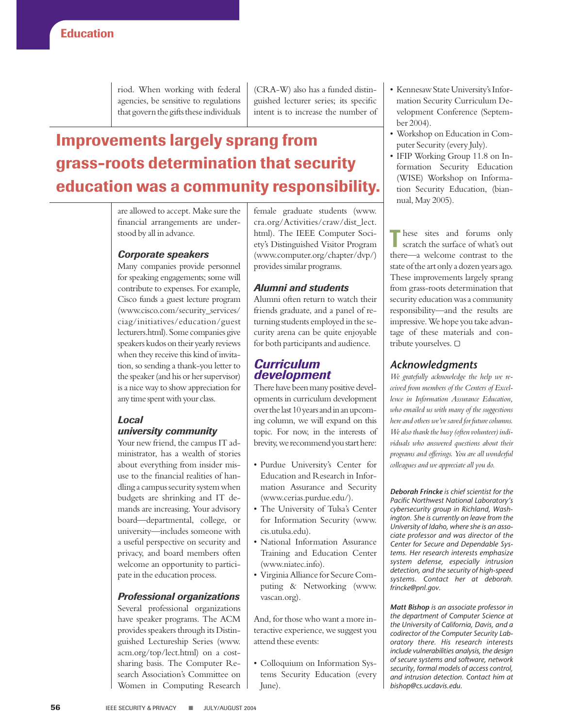riod. When working with federal agencies, be sensitive to regulations that govern the gifts these individuals are allowed to accept. Make sure the financial arrangements are understood by all in advance.

### Corporate speakers

Many companies provide personnel for speaking engagements; some will contribute to expenses. For example, Cisco funds a guest lecture program (www.cisco.com/security_services/ciag/initiatives/education/guestlecturers.html). Some companies give speakers kudos on their yearly reviews when they receive this kind of invitation, so sending a thank-you letter to the speaker (and his or her supervisor) is a nice way to show appreciation for any time spent with your class.

### Local university community

Your new friend, the campus IT administrator, has a wealth of stories about everything from insider misuse to the financial realities of handling a campus security system when budgets are shrinking and IT demands are increasing. Your advisory board—departmental, college, or university—includes someone with a useful perspective on security and privacy, and board members often welcome an opportunity to participate in the education process.

### Professional organizations

Several professional organizations have speaker programs. The ACM provides speakers through its Distinguished Lectureship Series (www.acm.org/top/lect.html) on a cost-sharing basis. The Computer Research Association's Committee on Women in Computing Research (CRA-W) also has a funded distinguished lecturer series; its specific intent is to increase the number of female graduate students (www.cra.org/Activities/craw/dist_lect.html). The IEEE Computer Society's Distinguished Visitor Program (www.computer.org/chapter/dvp/) provides similar programs.

**Improvements largely sprang from grass-roots determination that security education was a community responsibility.**

### Alumni and students

Alumni often return to watch their friends graduate, and a panel of returning students employed in the security arena can be quite enjoyable for both participants and audience.

## Curriculum development

There have been many positive developments in curriculum development over the last 10 years and in an upcoming column, we will expand on this topic. For now, in the interests of brevity, we recommend you start here:

- Purdue University's Center for Education and Research in Information Assurance and Security (www.cerias.purdue.edu/).
- The University of Tulsa's Center for Information Security (www.cis.utulsa.edu).
- National Information Assurance Training and Education Center (www.niatec.info).
- Virginia Alliance for Secure Computing & Networking (www.vascan.org).

And, for those who want a more interactive experience, we suggest you attend these events:

- Colloquium on Information Systems Security Education (every June).
- Kennesaw State University's Information Security Curriculum Development Conference (September 2004).
- Workshop on Education in Computer Security (every July).
- IFIP Working Group 11.8 on Information Security Education (WISE) Workshop on Information Security Education, (biannual, May 2005).

These sites and forums only scratch the surface of what's out there—a welcome contrast to the state of the art only a dozen years ago. These improvements largely sprang from grass-roots determination that security education was a community responsibility—and the results are impressive. We hope you take advantage of these materials and contribute yourselves. ▢

## Acknowledgments

*We gratefully acknowledge the help we received from members of the Centers of Excellence in Information Assurance Education, who emailed us with many of the suggestions here and others we've saved for future columns. We also thank the busy (often volunteer) individuals who answered questions about their programs and offerings. You are all wonderful colleagues and we appreciate all you do.*

***Deborah Frincke*** *is chief scientist for the Pacific Northwest National Laboratory's cybersecurity group in Richland, Washington. She is currently on leave from the University of Idaho, where she is an associate professor and was director of the Center for Secure and Dependable Systems. Her research interests emphasize system defense, especially intrusion detection, and the security of high-speed systems. Contact her at deborah.frincke@pnl.gov.*

***Matt Bishop*** *is an associate professor in the department of Computer Science at the University of California, Davis, and a codirector of the Computer Security Laboratory there. His research interests include vulnerabilities analysis, the design of secure systems and software, network security, formal models of access control, and intrusion detection. Contact him at bishop@cs.ucdavis.edu.*